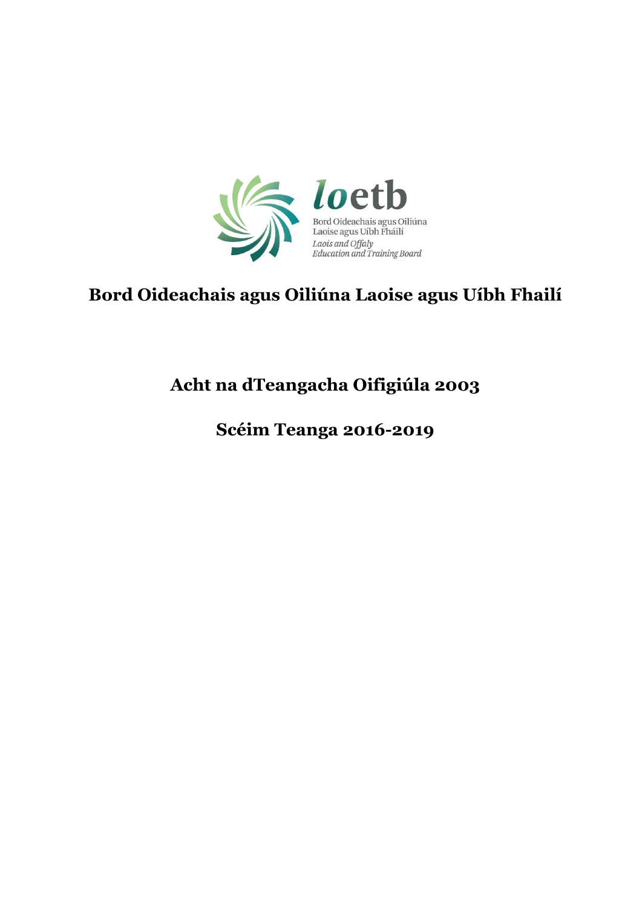loetb

Bord Oideachais agus Oiliúna
Laoise agus Uíbh Fháilí
*Laois and Offaly*
*Education and Training Board*

# Bord Oideachais agus Oiliúna Laoise agus Uíbh Fhailí

## Acht na dTeangacha Oifigiúla 2003

## Scéim Teanga 2016-2019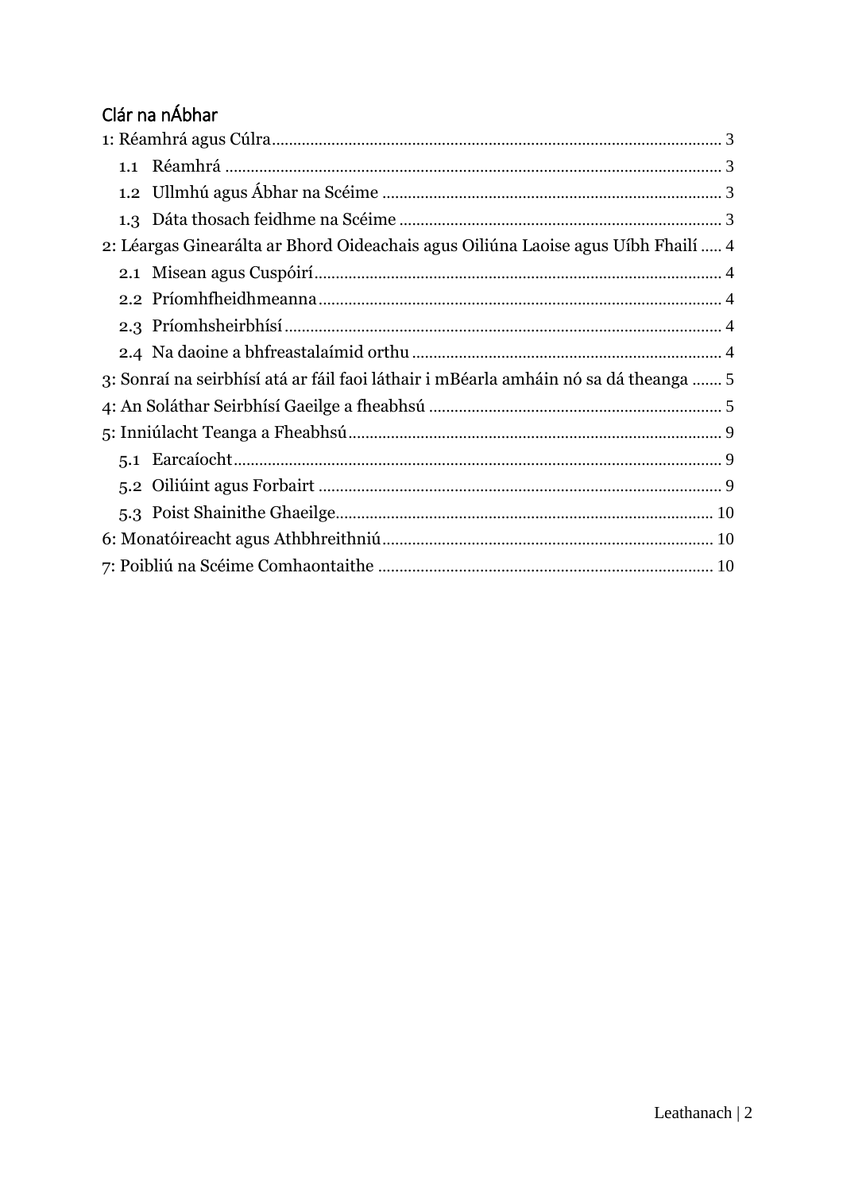## Clár na nÁbhar

1: Réamhrá agus Cúlra ........................................................................................................ 3

- 1.1 Réamhrá ........................................................................................................ 3
- 1.2 Ullmhú agus Ábhar na Scéime ........................................................................ 3
- 1.3 Dáta thosach feidhme na Scéime ...................................................................... 3

2: Léargas Ginearálta ar Bhord Oideachais agus Oiliúna Laoise agus Uíbh Fhailí ..... 4

- 2.1 Misean agus Cuspóirí ........................................................................................ 4
- 2.2 Príomhfheidhmeanna ........................................................................................ 4
- 2.3 Príomhsheirbhísí .............................................................................................. 4
- 2.4 Na daoine a bhfreastalaímid orthu ................................................................... 4

3: Sonraí na seirbhísí atá ar fáil faoi láthair i mBéarla amháin nó sa dá theanga ....... 5

4: An Soláthar Seirbhísí Gaeilge a fheabhsú ..................................................................... 5

5: Inniúlacht Teanga a Fheabhsú ....................................................................................... 9

- 5.1 Earcaíocht ........................................................................................................ 9
- 5.2 Oiliúint agus Forbairt ........................................................................................ 9
- 5.3 Poist Shainithe Ghaeilge .................................................................................. 10

6: Monatóireacht agus Athbhreithniú .............................................................................. 10

7: Poibliú na Scéime Comhaontaithe ............................................................................... 10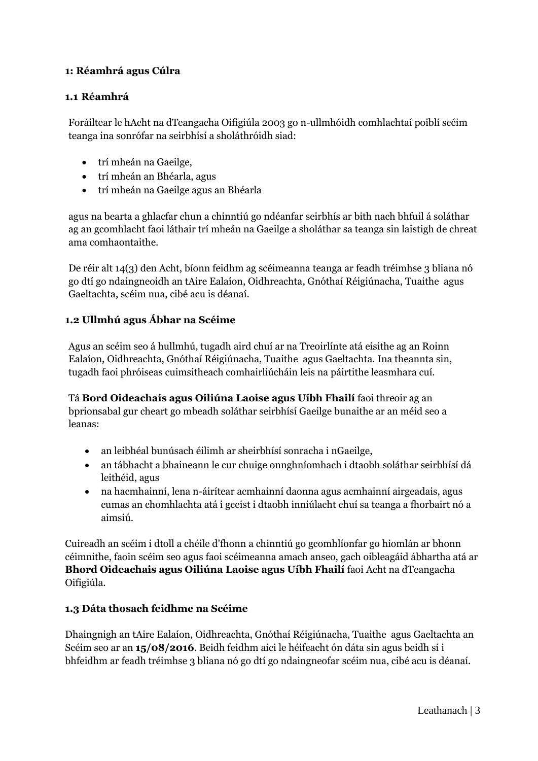## 1: Réamhrá agus Cúlra

### 1.1 Réamhrá

Foráiltear le hAcht na dTeangacha Oifigiúla 2003 go n-ullmhóidh comhlachtaí poiblí scéim teanga ina sonrófar na seirbhísí a sholáthróidh siad:

- trí mheán na Gaeilge,
- trí mheán an Bhéarla, agus
- trí mheán na Gaeilge agus an Bhéarla

agus na bearta a ghlacfar chun a chinntiú go ndéanfar seirbhís ar bith nach bhfuil á soláthar ag an gcomhlacht faoi láthair trí mheán na Gaeilge a sholáthar sa teanga sin laistigh de chreat ama comhaontaithe.

De réir alt 14(3) den Acht, bíonn feidhm ag scéimeanna teanga ar feadh tréimhse 3 bliana nó go dtí go ndaingneoidh an tAire Ealaíon, Oidhreachta, Gnóthaí Réigiúnacha, Tuaithe agus Gaeltachta, scéim nua, cibé acu is déanaí.

### 1.2 Ullmhú agus Ábhar na Scéime

Agus an scéim seo á hullmhú, tugadh aird chuí ar na Treoirlínte atá eisithe ag an Roinn Ealaíon, Oidhreachta, Gnóthaí Réigiúnacha, Tuaithe agus Gaeltachta. Ina theannta sin, tugadh faoi phróiseas cuimsitheach comhairliúcháin leis na páirtithe leasmhara cuí.

Tá **Bord Oideachais agus Oiliúna Laoise agus Uíbh Fhailí** faoi threoir ag an bprionsabal gur cheart go mbeadh soláthar seirbhísí Gaeilge bunaithe ar an méid seo a leanas:

- an leibhéal bunúsach éilimh ar sheirbhísí sonracha i nGaeilge,
- an tábhacht a bhaineann le cur chuige onnghníomhach i dtaobh soláthar seirbhísí dá leithéid, agus
- na hacmhainní, lena n-áirítear acmhainní daonna agus acmhainní airgeadais, agus cumas an chomhlachta atá i gceist i dtaobh inniúlacht chuí sa teanga a fhorbairt nó a aimsiú.

Cuireadh an scéim i dtoll a chéile d'fhonn a chinntiú go gcomhlíonfar go hiomlán ar bhonn céimnithe, faoin scéim seo agus faoi scéimeanna amach anseo, gach oibleagáid ábhartha atá ar **Bhord Oideachais agus Oiliúna Laoise agus Uíbh Fhailí** faoi Acht na dTeangacha Oifigiúla.

### 1.3 Dáta thosach feidhme na Scéime

Dhaingnigh an tAire Ealaíon, Oidhreachta, Gnóthaí Réigiúnacha, Tuaithe agus Gaeltachta an Scéim seo ar an **15/08/2016**. Beidh feidhm aici le héifeacht ón dáta sin agus beidh sí i bhfeidhm ar feadh tréimhse 3 bliana nó go dtí go ndaingneofar scéim nua, cibé acu is déanaí.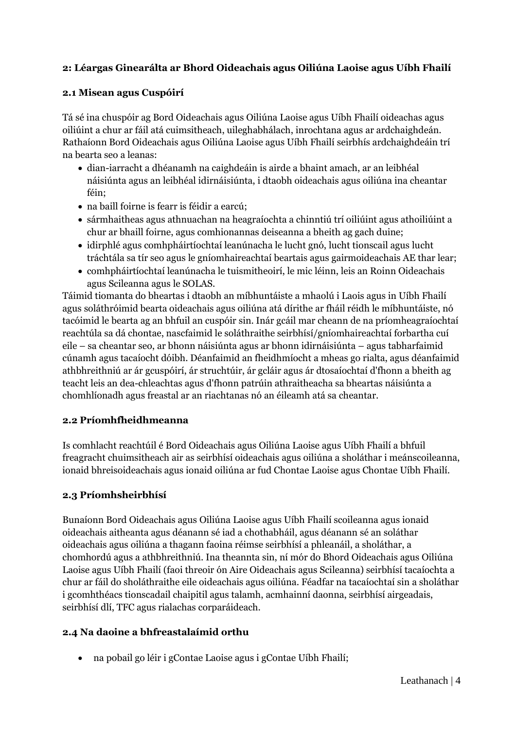## 2: Léargas Ginearálta ar Bhord Oideachais agus Oiliúna Laoise agus Uíbh Fhailí

### 2.1 Misean agus Cuspóirí

Tá sé ina chuspóir ag Bord Oideachais agus Oiliúna Laoise agus Uíbh Fhailí oideachas agus oiliúint a chur ar fáil atá cuimsitheach, uileghabhálach, inrochtana agus ar ardchaighdeán. Rathaíonn Bord Oideachais agus Oiliúna Laoise agus Uíbh Fhailí seirbhís ardchaighdeáin trí na bearta seo a leanas:

- dian-iarracht a dhéanamh na caighdeáin is airde a bhaint amach, ar an leibhéal náisiúnta agus an leibhéal idirnáisiúnta, i dtaobh oideachais agus oiliúna ina cheantar féin;
- na baill foirne is fearr is féidir a earcú;
- sármhaitheas agus athnuachan na heagraíochta a chinntiú trí oiliúint agus athoiliúint a chur ar bhaill foirne, agus comhionannas deiseanna a bheith ag gach duine;
- idirphlé agus comhpháirtíochtaí leanúnacha le lucht gnó, lucht tionscail agus lucht tráchtála sa tír seo agus le gníomhaireachtaí beartais agus gairmoideachais AE thar lear;
- comhpháirtíochtaí leanúnacha le tuismitheoirí, le mic léinn, leis an Roinn Oideachais agus Scileanna agus le SOLAS.

Táimid tiomanta do bheartas i dtaobh an míbhuntáiste a mhaolú i Laois agus in Uíbh Fhailí agus soláthróimid bearta oideachais agus oiliúna atá dírithe ar fháil réidh le míbhuntáiste, nó tacóimid le bearta ag an bhfuil an cuspóir sin. Inár gcáil mar cheann de na príomheagraíochtaí reachtúla sa dá chontae, nascfaimid le soláthraithe seirbhísí/gníomhaireachtaí forbartha cuí eile – sa cheantar seo, ar bhonn náisiúnta agus ar bhonn idirnáisiúnta – agus tabharfaimid cúnamh agus tacaíocht dóibh. Déanfaimid an fheidhmíocht a mheas go rialta, agus déanfaimid athbhreithniú ar ár gcuspóirí, ár struchtúir, ár gcláir agus ár dtosaíochtaí d'fhonn a bheith ag teacht leis an dea-chleachtas agus d'fhonn patrúin athraitheacha sa bheartas náisiúnta a chomhlíonadh agus freastal ar an riachtanas nó an éileamh atá sa cheantar.

### 2.2 Príomhfheidhmeanna

Is comhlacht reachtúil é Bord Oideachais agus Oiliúna Laoise agus Uíbh Fhailí a bhfuil freagracht chuimsitheach air as seirbhísí oideachais agus oiliúna a sholáthar i meánscoileanna, ionaid bhreisoideachais agus ionaid oiliúna ar fud Chontae Laoise agus Chontae Uíbh Fhailí.

### 2.3 Príomhsheirbhísí

Bunaíonn Bord Oideachais agus Oiliúna Laoise agus Uíbh Fhailí scoileanna agus ionaid oideachais aitheanta agus déanann sé iad a chothabháil, agus déanann sé an soláthar oideachais agus oiliúna a thagann faoina réimse seirbhísí a phleanáil, a sholáthar, a chomhordú agus a athbhreithniú. Ina theannta sin, ní mór do Bhord Oideachais agus Oiliúna Laoise agus Uíbh Fhailí (faoi threoir ón Aire Oideachais agus Scileanna) seirbhísí tacaíochta a chur ar fáil do sholáthraithe eile oideachais agus oiliúna. Féadfar na tacaíochtaí sin a sholáthar i gcomhthéacs tionscadail chaipitil agus talamh, acmhainní daonna, seirbhísí airgeadais, seirbhísí dlí, TFC agus rialachas corparáideach.

### 2.4 Na daoine a bhfreastalaímid orthu

- na pobail go léir i gContae Laoise agus i gContae Uíbh Fhailí;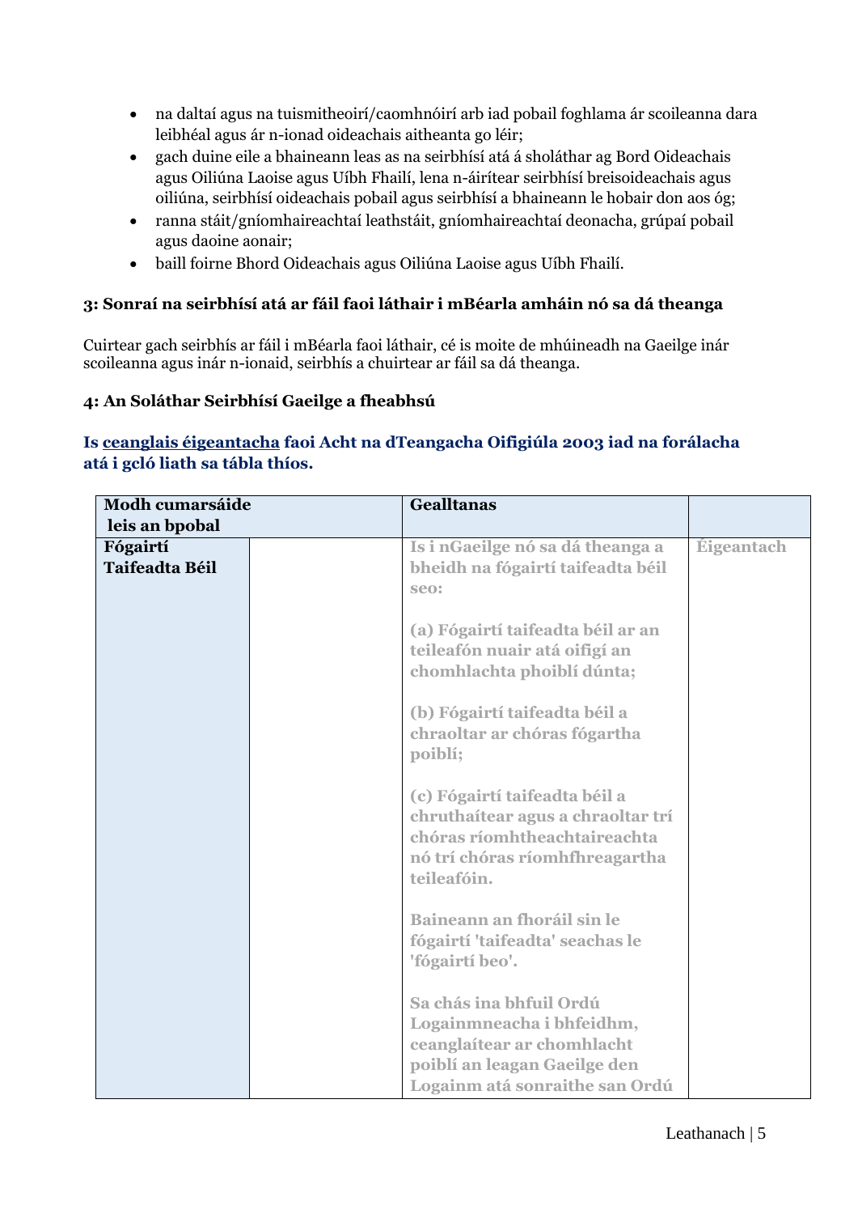- na daltaí agus na tuismitheoirí/caomhnóirí arb iad pobail foghlama ár scoileanna dara leibhéal agus ár n-ionad oideachais aitheanta go léir;
- gach duine eile a bhaineann leas as na seirbhísí atá á sholáthar ag Bord Oideachais agus Oiliúna Laoise agus Uíbh Fhailí, lena n-áirítear seirbhísí breisoideachais agus oiliúna, seirbhísí oideachais pobail agus seirbhísí a bhaineann le hobair don aos óg;
- ranna stáit/gníomhaireachtaí leathstáit, gníomhaireachtaí deonacha, grúpaí pobail agus daoine aonair;
- baill foirne Bhord Oideachais agus Oiliúna Laoise agus Uíbh Fhailí.

### 3: Sonraí na seirbhísí atá ar fáil faoi láthair i mBéarla amháin nó sa dá theanga

Cuirtear gach seirbhís ar fáil i mBéarla faoi láthair, cé is moite de mhúineadh na Gaeilge inár scoileanna agus inár n-ionaid, seirbhís a chuirtear ar fáil sa dá theanga.

### 4: An Soláthar Seirbhísí Gaeilge a fheabhsú

**Is ceanglais éigeantacha faoi Acht na dTeangacha Oifigiúla 2003 iad na forálacha atá i gcló liath sa tábla thíos.**

| Modh cumarsáide leis an bpobal | | Gealltanas | |
|---|---|---|---|
| **Fógairtí Taifeadta Béil** | | **Is i nGaeilge nó sa dá theanga a bheidh na fógairtí taifeadta béil seo:**<br><br>**(a) Fógairtí taifeadta béil ar an teileafón nuair atá oifigí an chomhlachta phoiblí dúnta;**<br><br>**(b) Fógairtí taifeadta béil a chraoltar ar chóras fógartha poiblí;**<br><br>**(c) Fógairtí taifeadta béil a chruthaítear agus a chraoltar trí chóras ríomhtheachtaireachta nó trí chóras ríomhfhreagartha teileafóin.**<br><br>**Baineann an fhoráil sin le fógairtí 'taifeadta' seachas le 'fógairtí beo'.**<br><br>**Sa chás ina bhfuil Ordú Logainmneacha i bhfeidhm, ceanglaítear ar chomhlacht poiblí an leagan Gaeilge den Logainm atá sonraithe san Ordú** | **Éigeantach** |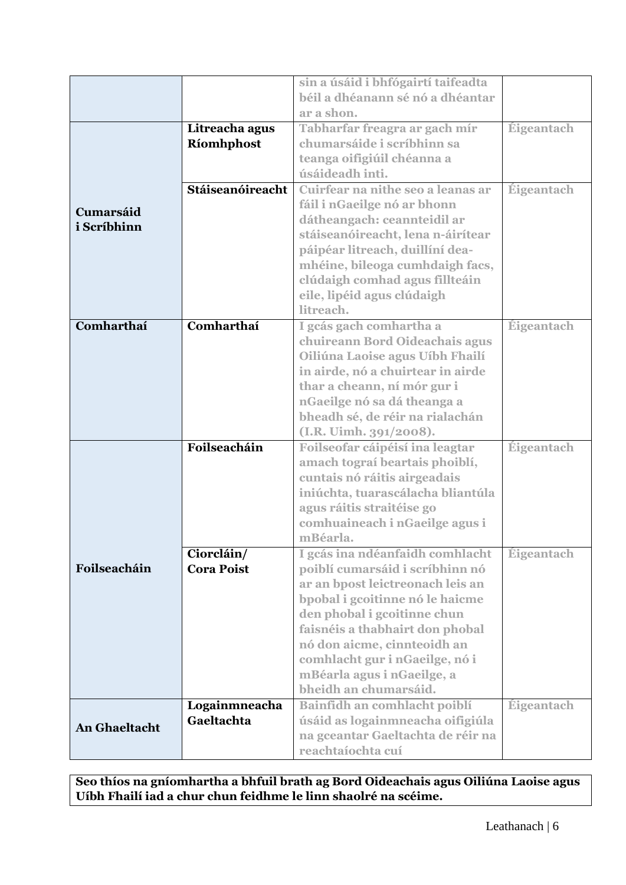| | | | |
|---|---|---|---|
| | | sin a úsáid i bhfógairtí taifeadta béil a dhéanann sé nó a dhéantar ar a shon. | |
| Cumarsáid i Scríbhinn | Litreacha agus Ríomhphost | Tabharfar freagra ar gach mír chumarsáide i scríbhinn sa teanga oifigiúil chéanna a úsáideadh inti. | Éigeantach |
| | Stáiseanóireacht | Cuirfear na nithe seo a leanas ar fáil i nGaeilge nó ar bhonn dátheangach: ceannteidil ar stáiseanóireacht, lena n-áirítear páipéar litreach, duillíní dea-mhéine, bileoga cumhdaigh facs, clúdaigh comhad agus fillteáin eile, lipéid agus clúdaigh litreach. | Éigeantach |
| Comharthaí | Comharthaí | I gcás gach comhartha a chuireann Bord Oideachais agus Oiliúna Laoise agus Uíbh Fhailí in airde, nó a chuirtear in airde thar a cheann, ní mór gur i nGaeilge nó sa dá theanga a bheadh sé, de réir na rialachán (I.R. Uimh. 391/2008). | Éigeantach |
| Foilseacháin | Foilseacháin | Foilseofar cáipéisí ina leagtar amach tograí beartais phoiblí, cuntais nó ráitis airgeadais iniúchta, tuarascálacha bliantúla agus ráitis straitéise go comhuaineach i nGaeilge agus i mBéarla. | Éigeantach |
| | Ciorcláin/ Cora Poist | I gcás ina ndéanfaidh comhlacht poiblí cumarsáid i scríbhinn nó ar an bpost leictreonach leis an bpobal i gcoitinne nó le haicme den phobal i gcoitinne chun faisnéis a thabhairt don phobal nó don aicme, cinnteoidh an comhlacht gur i nGaeilge, nó i mBéarla agus i nGaeilge, a bheidh an chumarsáid. | Éigeantach |
| An Ghaeltacht | Logainmneacha Gaeltachta | Bainfidh an comhlacht poiblí úsáid as logainmneacha oifigiúla na gceantar Gaeltachta de réir na reachtaíochta cuí | Éigeantach |

**Seo thíos na gníomhartha a bhfuil brath ag Bord Oideachais agus Oiliúna Laoise agus Uíbh Fhailí iad a chur chun feidhme le linn shaolré na scéime.**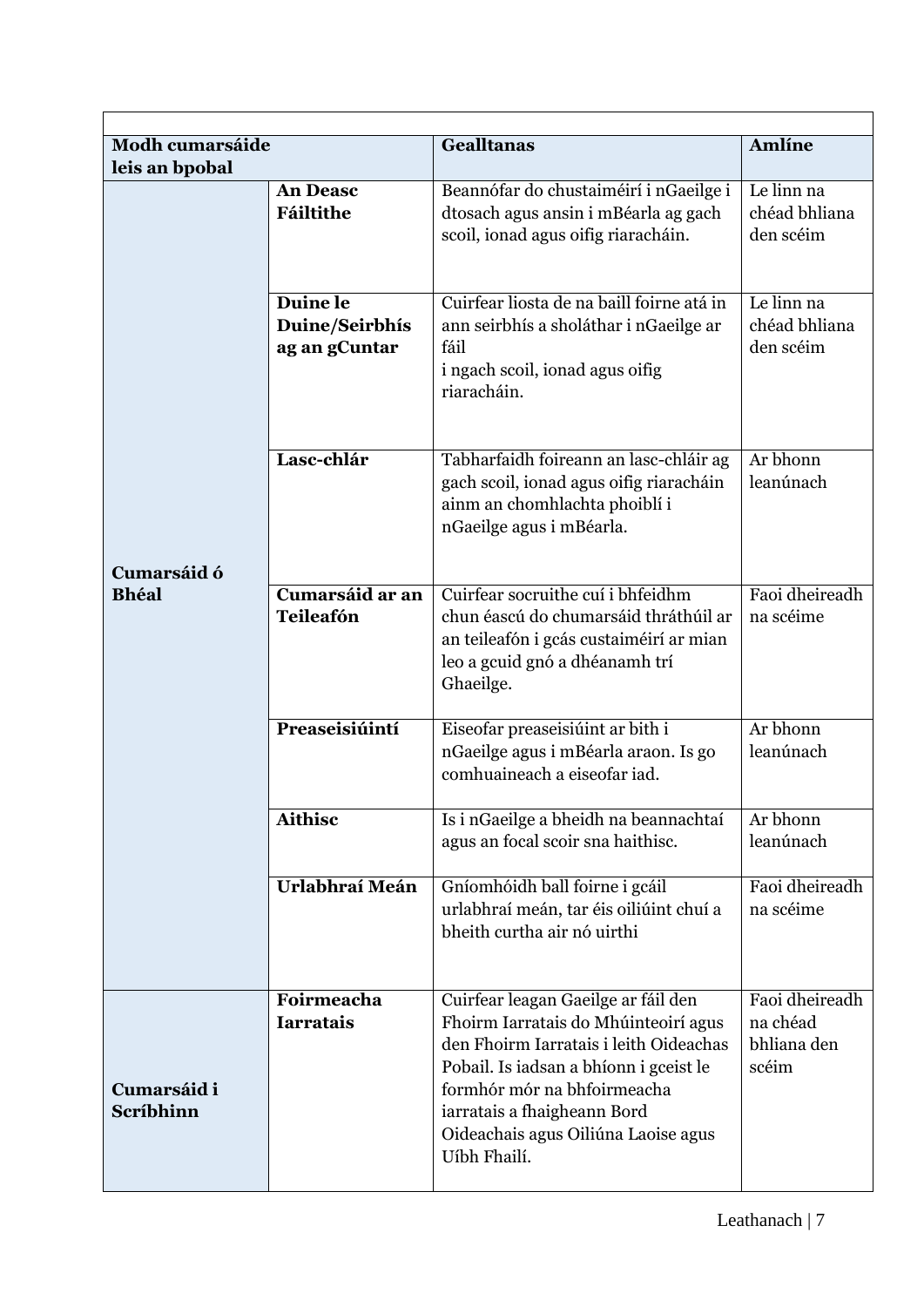| Modh cumarsáide leis an bpobal | | Gealltanas | Amlíne |
|---|---|---|---|
| **Cumarsáid ó Bhéal** | **An Deasc Fáiltithe** | Beannófar do chustaiméirí i nGaeilge i dtosach agus ansin i mBéarla ag gach scoil, ionad agus oifig riaracháin. | Le linn na chéad bhliana den scéim |
| | **Duine le Duine/Seirbhís ag an gCuntar** | Cuirfear liosta de na baill foirne atá in ann seirbhís a sholáthar i nGaeilge ar fáil i ngach scoil, ionad agus oifig riaracháin. | Le linn na chéad bhliana den scéim |
| | **Lasc-chlár** | Tabharfaidh foireann an lasc-chláir ag gach scoil, ionad agus oifig riaracháin ainm an chomhlachta phoiblí i nGaeilge agus i mBéarla. | Ar bhonn leanúnach |
| | **Cumarsáid ar an Teileafón** | Cuirfear socruithe cuí i bhfeidhm chun éascú do chumarsáid thráthúil ar an teileafón i gcás custaiméirí ar mian leo a gcuid gnó a dhéanamh trí Ghaeilge. | Faoi dheireadh na scéime |
| | **Preaseisiúintí** | Eiseofar preaseisiúint ar bith i nGaeilge agus i mBéarla araon. Is go comhuaineach a eiseofar iad. | Ar bhonn leanúnach |
| | **Aithisc** | Is i nGaeilge a bheidh na beannachtaí agus an focal scoir sna haithisc. | Ar bhonn leanúnach |
| | **Urlabhraí Meán** | Gníomhóidh ball foirne i gcáil urlabhraí meán, tar éis oiliúint chuí a bheith curtha air nó uirthi | Faoi dheireadh na scéime |
| **Cumarsáid i Scríbhinn** | **Foirmeacha Iarratais** | Cuirfear leagan Gaeilge ar fáil den Fhoirm Iarratais do Mhúinteoirí agus den Fhoirm Iarratais i leith Oideachas Pobail. Is iadsan a bhíonn i gceist le formhór mór na bhfoirmeacha iarratais a fhaigheann Bord Oideachais agus Oiliúna Laoise agus Uíbh Fhailí. | Faoi dheireadh na chéad bhliana den scéim |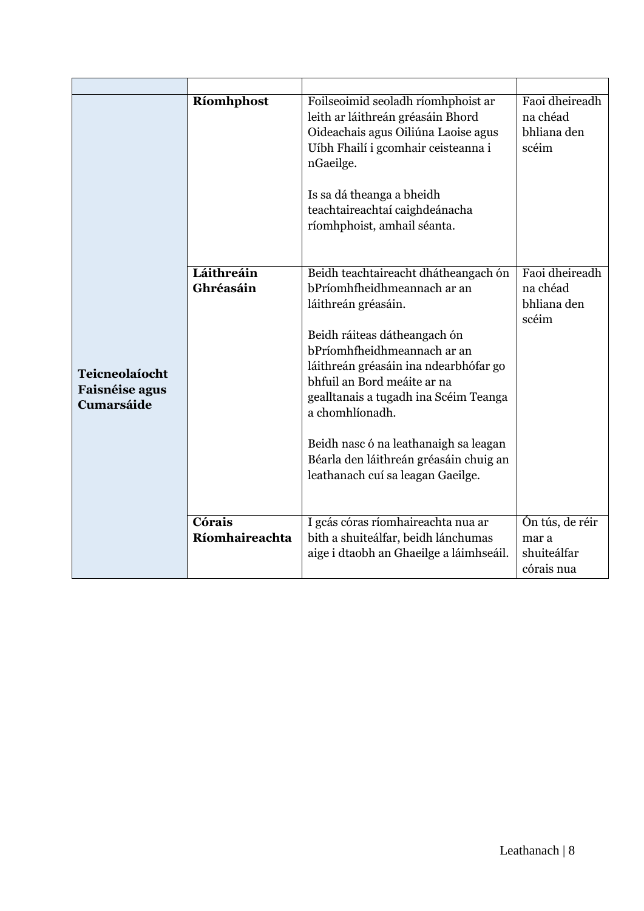| | | | |
|---|---|---|---|
| **Teicneolaíocht Faisnéise agus Cumarsáide** | **Ríomhphost** | Foilseoimid seoladh ríomhphoist ar leith ar láithreán gréasáin Bhord Oideachais agus Oiliúna Laoise agus Uíbh Fhailí i gcomhair ceisteanna i nGaeilge.<br><br>Is sa dá theanga a bheidh teachtaireachtaí caighdeánacha ríomhphoist, amhail séanta. | Faoi dheireadh na chéad bhliana den scéim |
| | **Láithreáin Ghréasáin** | Beidh teachtaireacht dhátheangach ón bPríomhfheidhmeannach ar an láithreán gréasáin.<br><br>Beidh ráiteas dátheangach ón bPríomhfheidhmeannach ar an láithreán gréasáin ina ndearbhófar go bhfuil an Bord meáite ar na gealltanais a tugadh ina Scéim Teanga a chomhlíonadh.<br><br>Beidh nasc ó na leathanaigh sa leagan Béarla den láithreán gréasáin chuig an leathanach cuí sa leagan Gaeilge. | Faoi dheireadh na chéad bhliana den scéim |
| | **Córais Ríomhaireachta** | I gcás córas ríomhaireachta nua ar bith a shuiteálfar, beidh lánchumas aige i dtaobh an Ghaeilge a láimhseáil. | Ón tús, de réir mar a shuiteálfar córais nua |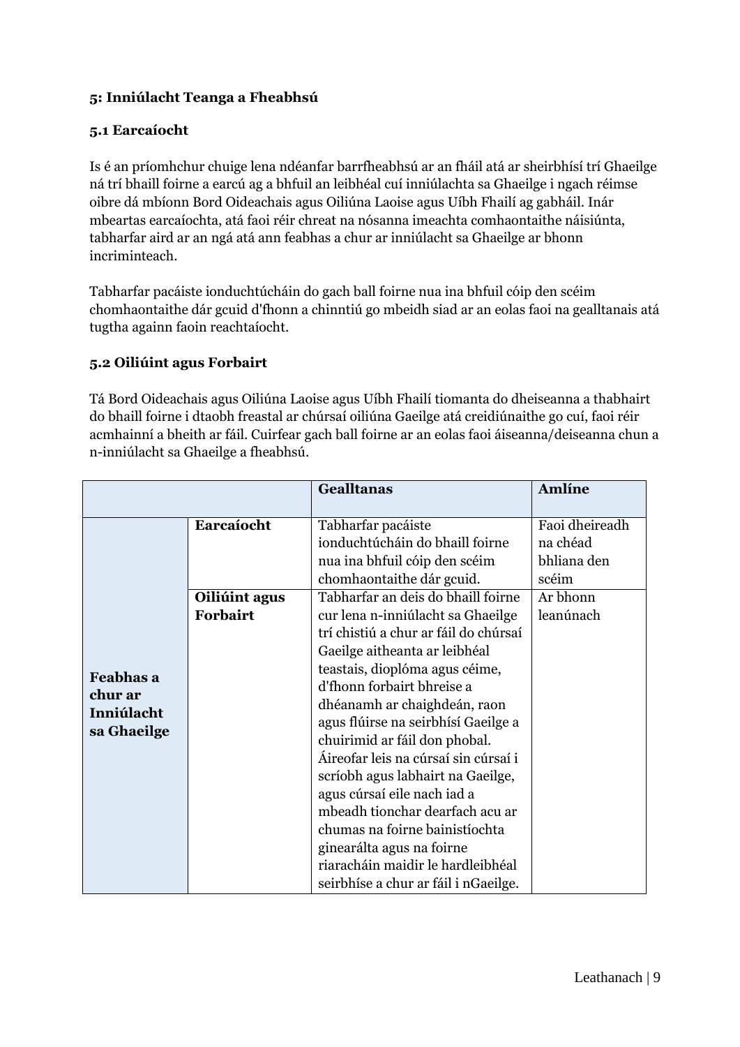### 5: Inniúlacht Teanga a Fheabhsú

#### 5.1 Earcaíocht

Is é an príomhchur chuige lena ndéanfar barrfheabhsú ar an fháil atá ar sheirbhísí trí Ghaeilge ná trí bhaill foirne a earcú ag a bhfuil an leibhéal cuí inniúlachta sa Ghaeilge i ngach réimse oibre dá mbíonn Bord Oideachais agus Oiliúna Laoise agus Uíbh Fhailí ag gabháil. Inár mbeartas earcaíochta, atá faoi réir chreat na nósanna imeachta comhaontaithe náisiúnta, tabharfar aird ar an ngá atá ann feabhas a chur ar inniúlacht sa Ghaeilge ar bhonn incriminteach.

Tabharfar pacáiste ionduchtúcháin do gach ball foirne nua ina bhfuil cóip den scéim chomhaontaithe dár gcuid d'fhonn a chinntiú go mbeidh siad ar an eolas faoi na gealltanais atá tugtha againn faoin reachtaíocht.

#### 5.2 Oiliúint agus Forbairt

Tá Bord Oideachais agus Oiliúna Laoise agus Uíbh Fhailí tiomanta do dheiseanna a thabhairt do bhaill foirne i dtaobh freastal ar chúrsaí oiliúna Gaeilge atá creidiúnaithe go cuí, faoi réir acmhainní a bheith ar fáil. Cuirfear gach ball foirne ar an eolas faoi áiseanna/deiseanna chun a n-inniúlacht sa Ghaeilge a fheabhsú.

| | | Gealltanas | Amlíne |
|---|---|---|---|
| **Feabhas a chur ar Inniúlacht sa Ghaeilge** | **Earcaíocht** | Tabharfar pacáiste ionduchtúcháin do bhaill foirne nua ina bhfuil cóip den scéim chomhaontaithe dár gcuid. | Faoi dheireadh na chéad bhliana den scéim |
| | **Oiliúint agus Forbairt** | Tabharfar an deis do bhaill foirne cur lena n-inniúlacht sa Ghaeilge trí chistiú a chur ar fáil do chúrsaí Gaeilge aitheanta ar leibhéal teastais, dioplóma agus céime, d'fhonn forbairt bhreise a dhéanamh ar chaighdeán, raon agus flúirse na seirbhísí Gaeilge a chuirimid ar fáil don phobal. Áireofar leis na cúrsaí sin cúrsaí i scríobh agus labhairt na Gaeilge, agus cúrsaí eile nach iad a mbeadh tionchar dearfach acu ar chumas na foirne bainistíochta ginearálta agus na foirne riaracháin maidir le hardleibhéal seirbhíse a chur ar fáil i nGaeilge. | Ar bhonn leanúnach |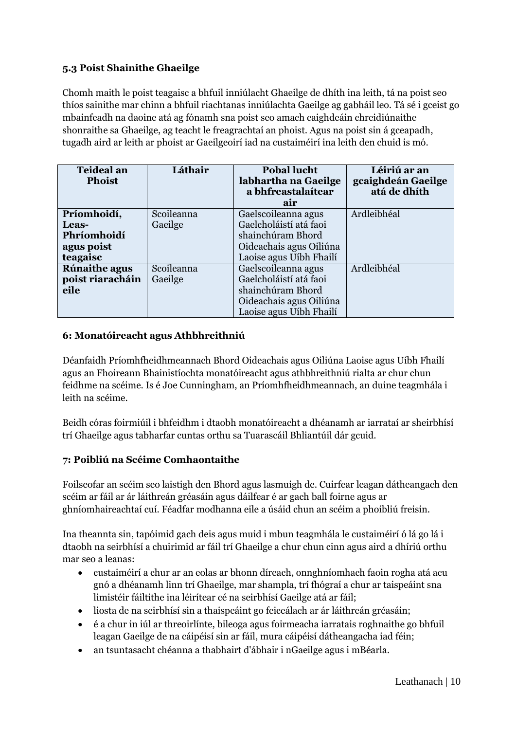### 5.3 Poist Shainithe Ghaeilge

Chomh maith le poist teagaisc a bhfuil inniúlacht Ghaeilge de dhíth ina leith, tá na poist seo thíos sainithe mar chinn a bhfuil riachtanas inniúlachta Gaeilge ag gabháil leo. Tá sé i gceist go mbainfeadh na daoine atá ag fónamh sna poist seo amach caighdeáin chreidiúnaithe shonraithe sa Ghaeilge, ag teacht le freagrachtaí an phoist. Agus na poist sin á gceapadh, tugadh aird ar leith ar phoist ar Ghaeilgeoirí iad na custaiméirí ina leith den chuid is mó.

| Teideal an Phoist | Láthair | Pobal lucht labhartha na Gaeilge a bhfreastalaítear air | Léiriú ar an gcaighdeán Gaeilge atá de dhíth |
|---|---|---|---|
| **Príomhoidí, Leas-Phríomhoidí agus poist teagaisc** | Scoileanna Gaeilge | Gaelscoileanna agus Gaelcholáistí atá faoi shainchúram Bhord Oideachais agus Oiliúna Laoise agus Uíbh Fhailí | Ardleibhéal |
| **Rúnaithe agus poist riaracháin eile** | Scoileanna Gaeilge | Gaelscoileanna agus Gaelcholáistí atá faoi shainchúram Bhord Oideachais agus Oiliúna Laoise agus Uíbh Fhailí | Ardleibhéal |

## 6: Monatóireacht agus Athbhreithniú

Déanfaidh Príomhfheidhmeannach Bhord Oideachais agus Oiliúna Laoise agus Uíbh Fhailí agus an Fhoireann Bhainistíochta monatóireacht agus athbhreithniú rialta ar chur chun feidhme na scéime. Is é Joe Cunningham, an Príomhfheidhmeannach, an duine teagmhála i leith na scéime.

Beidh córas foirmiúil i bhfeidhm i dtaobh monatóireacht a dhéanamh ar iarrataí ar sheirbhísí trí Ghaeilge agus tabharfar cuntas orthu sa Tuarascáil Bhliantúil dár gcuid.

## 7: Poibliú na Scéime Comhaontaithe

Foilseofar an scéim seo laistigh den Bhord agus lasmuigh de. Cuirfear leagan dátheangach den scéim ar fáil ar ár láithreán gréasáin agus dáilfear é ar gach ball foirne agus ar ghníomhaireachtaí cuí. Féadfar modhanna eile a úsáid chun an scéim a phoibliú freisin.

Ina theannta sin, tapóimid gach deis agus muid i mbun teagmhála le custaiméirí ó lá go lá i dtaobh na seirbhísí a chuirimid ar fáil trí Ghaeilge a chur chun cinn agus aird a dhíriú orthu mar seo a leanas:

- custaiméirí a chur ar an eolas ar bhonn díreach, onnghníomhach faoin rogha atá acu gnó a dhéanamh linn trí Ghaeilge, mar shampla, trí fhógraí a chur ar taispeáint sna limistéir fáiltithe ina léirítear cé na seirbhísí Gaeilge atá ar fáil;
- liosta de na seirbhísí sin a thaispeáint go feiceálach ar ár láithreán gréasáin;
- é a chur in iúl ar threoirlínte, bileoga agus foirmeacha iarratais roghnaithe go bhfuil leagan Gaeilge de na cáipéisí sin ar fáil, mura cáipéisí dátheangacha iad féin;
- an tsuntasacht chéanna a thabhairt d'ábhair i nGaeilge agus i mBéarla.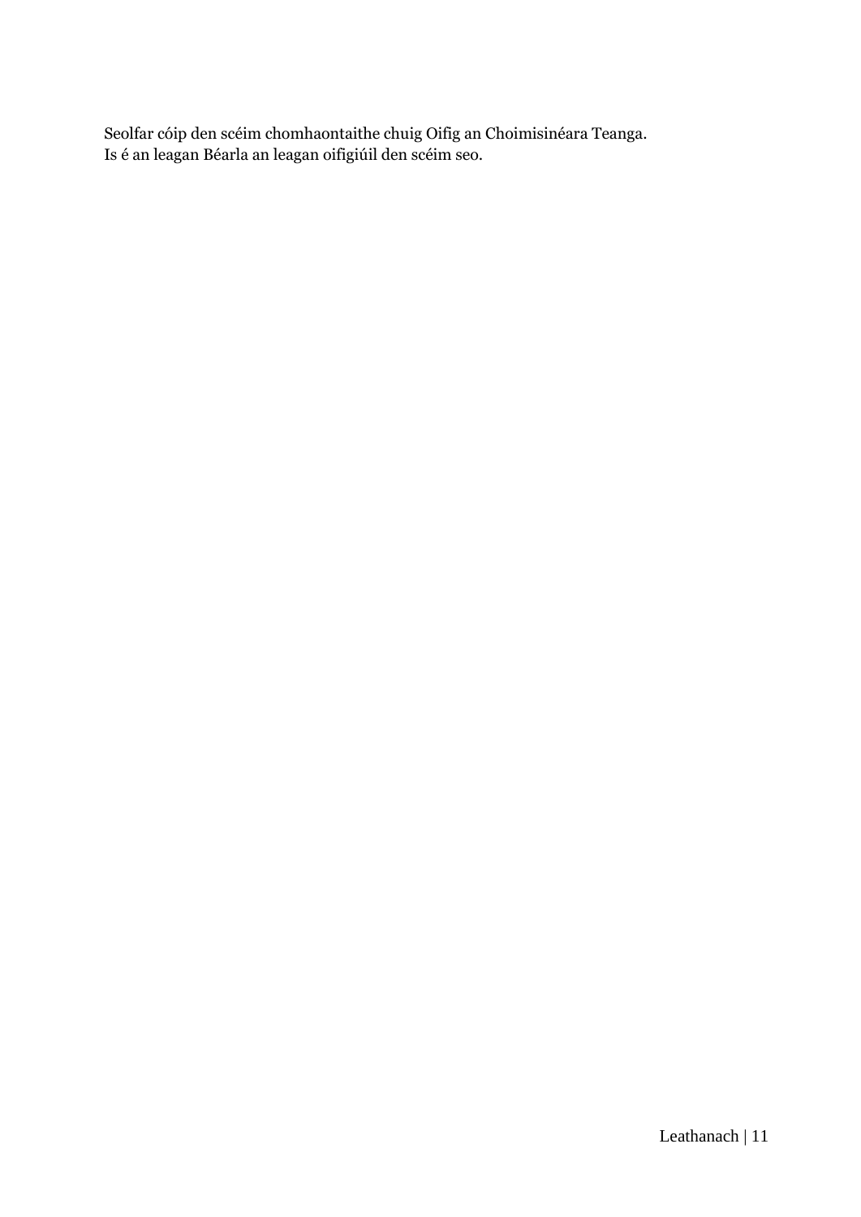Seolfar cóip den scéim chomhaontaithe chuig Oifig an Choimisinéara Teanga.
Is é an leagan Béarla an leagan oifigiúil den scéim seo.